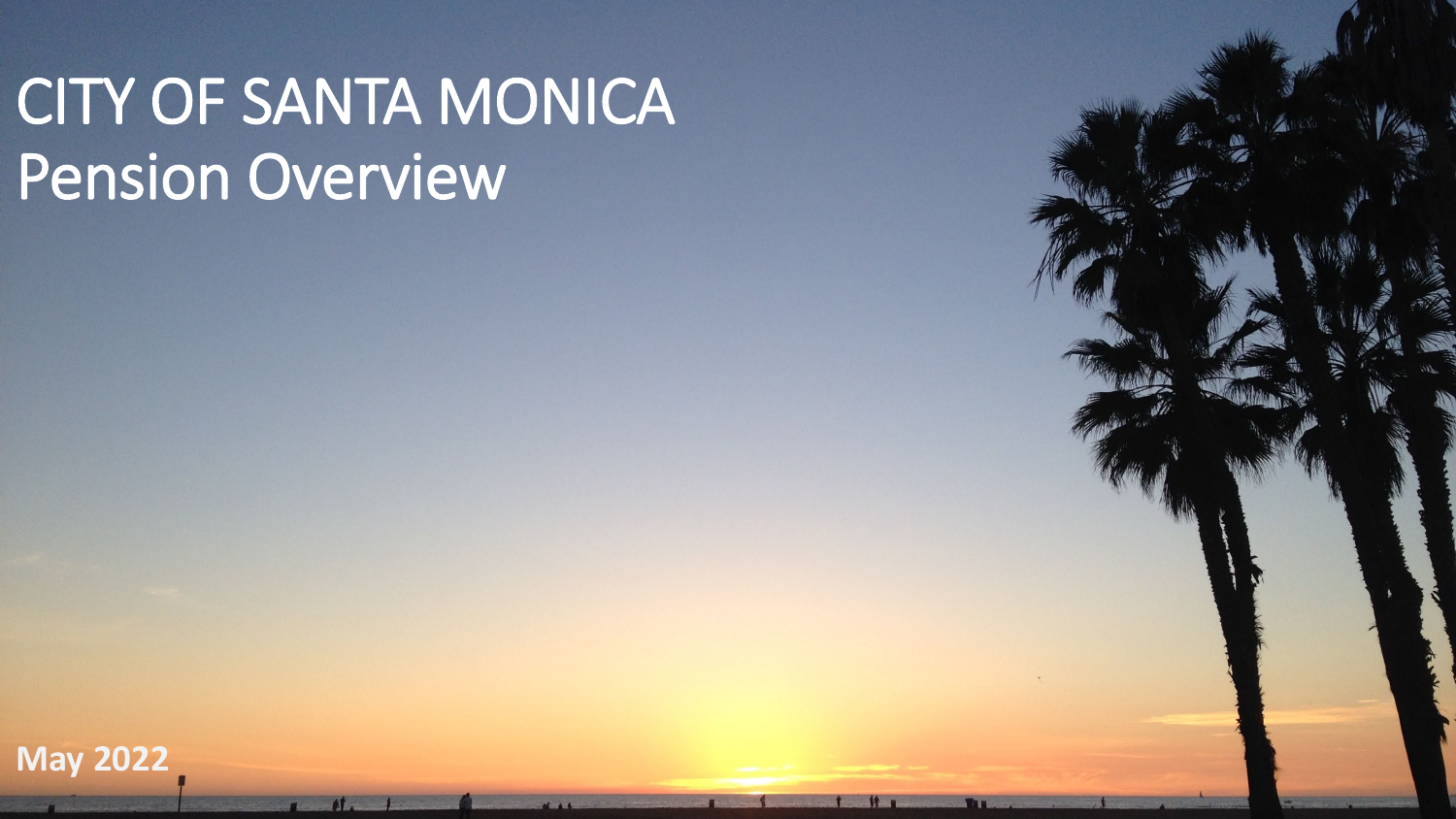# CITY OF SANTA MONICA
# Pension Overview

**May 2022**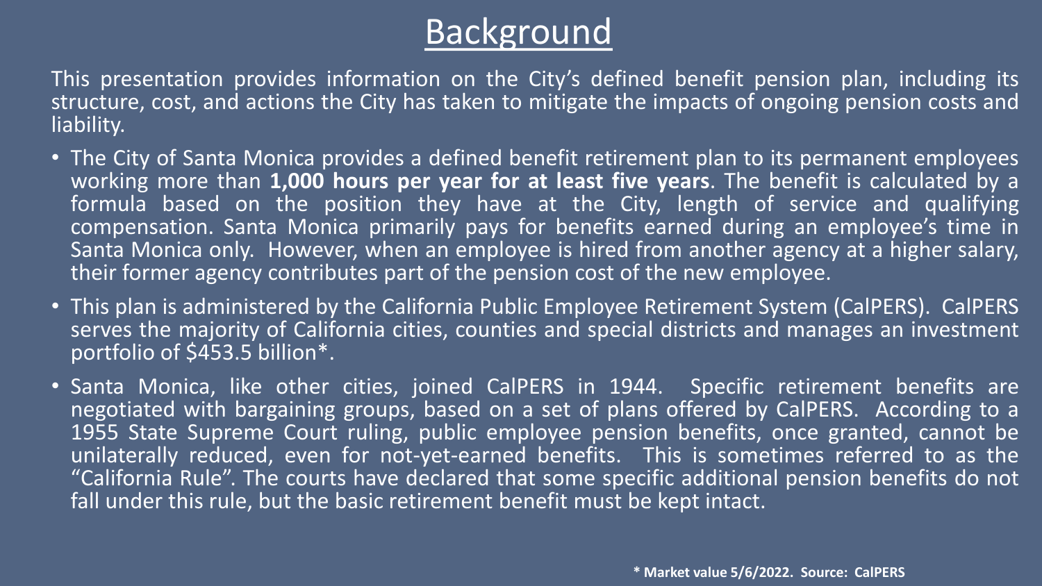# Background

This presentation provides information on the City's defined benefit pension plan, including its structure, cost, and actions the City has taken to mitigate the impacts of ongoing pension costs and liability.

- The City of Santa Monica provides a defined benefit retirement plan to its permanent employees working more than **1,000 hours per year for at least five years**. The benefit is calculated by a formula based on the position they have at the City, length of service and qualifying compensation. Santa Monica primarily pays for benefits earned during an employee's time in Santa Monica only. However, when an employee is hired from another agency at a higher salary, their former agency contributes part of the pension cost of the new employee.
- This plan is administered by the California Public Employee Retirement System (CalPERS). CalPERS serves the majority of California cities, counties and special districts and manages an investment portfolio of $453.5 billion*.
- Santa Monica, like other cities, joined CalPERS in 1944. Specific retirement benefits are negotiated with bargaining groups, based on a set of plans offered by CalPERS. According to a 1955 State Supreme Court ruling, public employee pension benefits, once granted, cannot be unilaterally reduced, even for not-yet-earned benefits. This is sometimes referred to as the "California Rule". The courts have declared that some specific additional pension benefits do not fall under this rule, but the basic retirement benefit must be kept intact.

**\* Market value 5/6/2022. Source: CalPERS**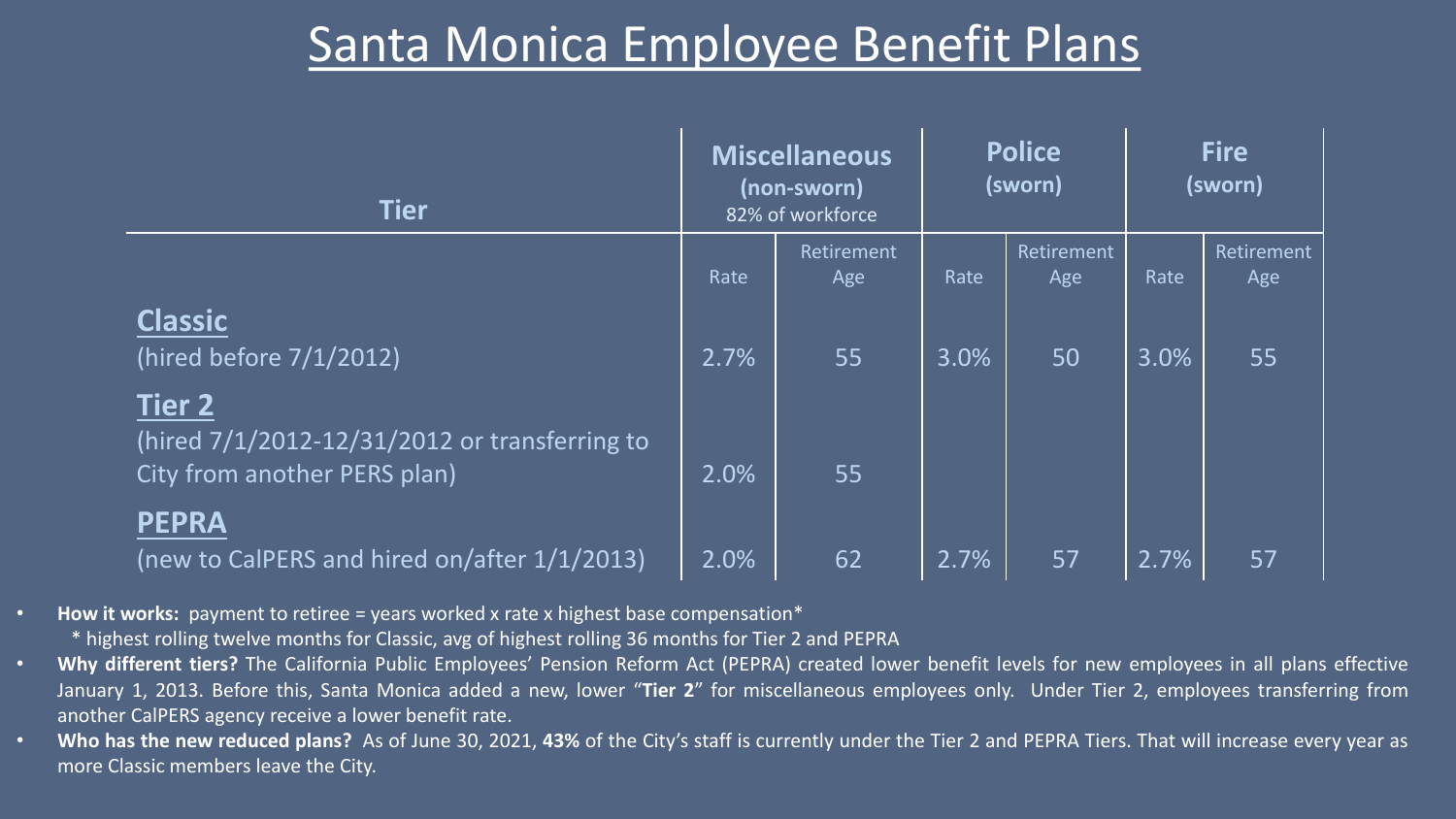# Santa Monica Employee Benefit Plans

| Tier | Miscellaneous (non-sworn) 82% of workforce | | Police (sworn) | | Fire (sworn) | |
|---|---|---|---|---|---|---|
| | Rate | Retirement Age | Rate | Retirement Age | Rate | Retirement Age |
| **Classic** (hired before 7/1/2012) | 2.7% | 55 | 3.0% | 50 | 3.0% | 55 |
| **Tier 2** (hired 7/1/2012-12/31/2012 or transferring to City from another PERS plan) | 2.0% | 55 | | | | |
| **PEPRA** (new to CalPERS and hired on/after 1/1/2013) | 2.0% | 62 | 2.7% | 57 | 2.7% | 57 |

- **How it works:** payment to retiree = years worked x rate x highest base compensation*
  - * highest rolling twelve months for Classic, avg of highest rolling 36 months for Tier 2 and PEPRA
- **Why different tiers?** The California Public Employees' Pension Reform Act (PEPRA) created lower benefit levels for new employees in all plans effective January 1, 2013. Before this, Santa Monica added a new, lower "**Tier 2**" for miscellaneous employees only. Under Tier 2, employees transferring from another CalPERS agency receive a lower benefit rate.
- **Who has the new reduced plans?** As of June 30, 2021, **43%** of the City's staff is currently under the Tier 2 and PEPRA Tiers. That will increase every year as more Classic members leave the City.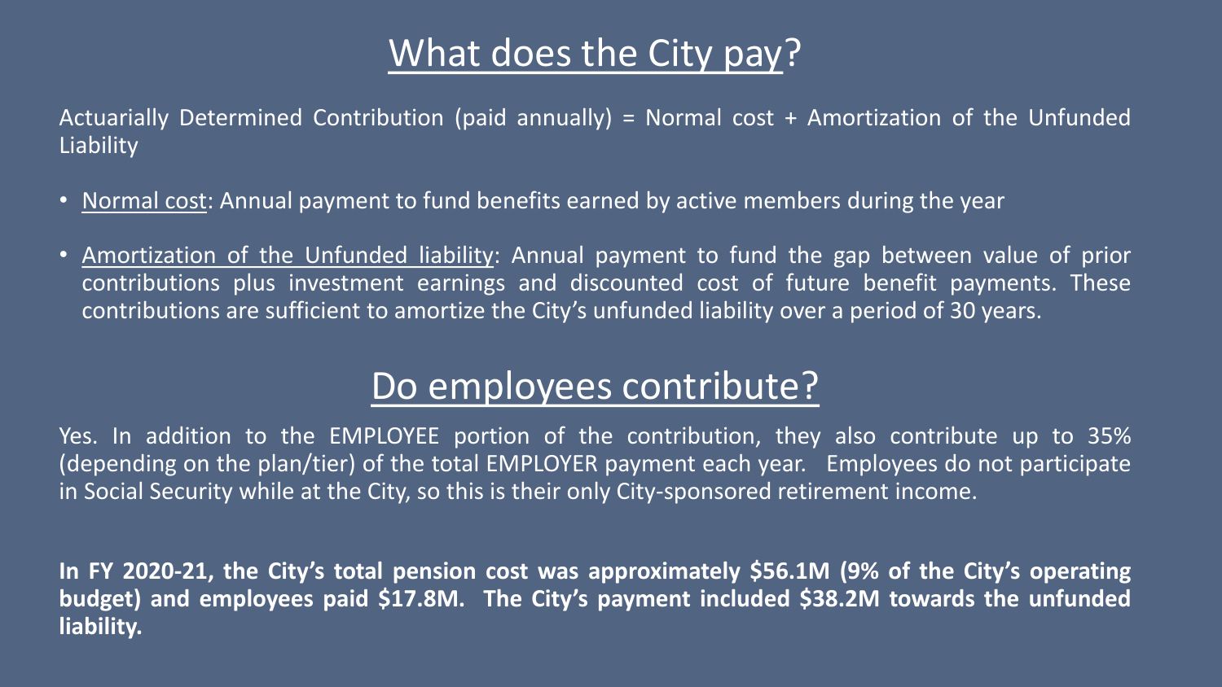## What does the City pay?

Actuarially Determined Contribution (paid annually) = Normal cost + Amortization of the Unfunded Liability

- Normal cost: Annual payment to fund benefits earned by active members during the year
- Amortization of the Unfunded liability: Annual payment to fund the gap between value of prior contributions plus investment earnings and discounted cost of future benefit payments. These contributions are sufficient to amortize the City's unfunded liability over a period of 30 years.

## Do employees contribute?

Yes. In addition to the EMPLOYEE portion of the contribution, they also contribute up to 35% (depending on the plan/tier) of the total EMPLOYER payment each year. Employees do not participate in Social Security while at the City, so this is their only City-sponsored retirement income.

**In FY 2020-21, the City's total pension cost was approximately $56.1M (9% of the City's operating budget) and employees paid $17.8M. The City's payment included $38.2M towards the unfunded liability.**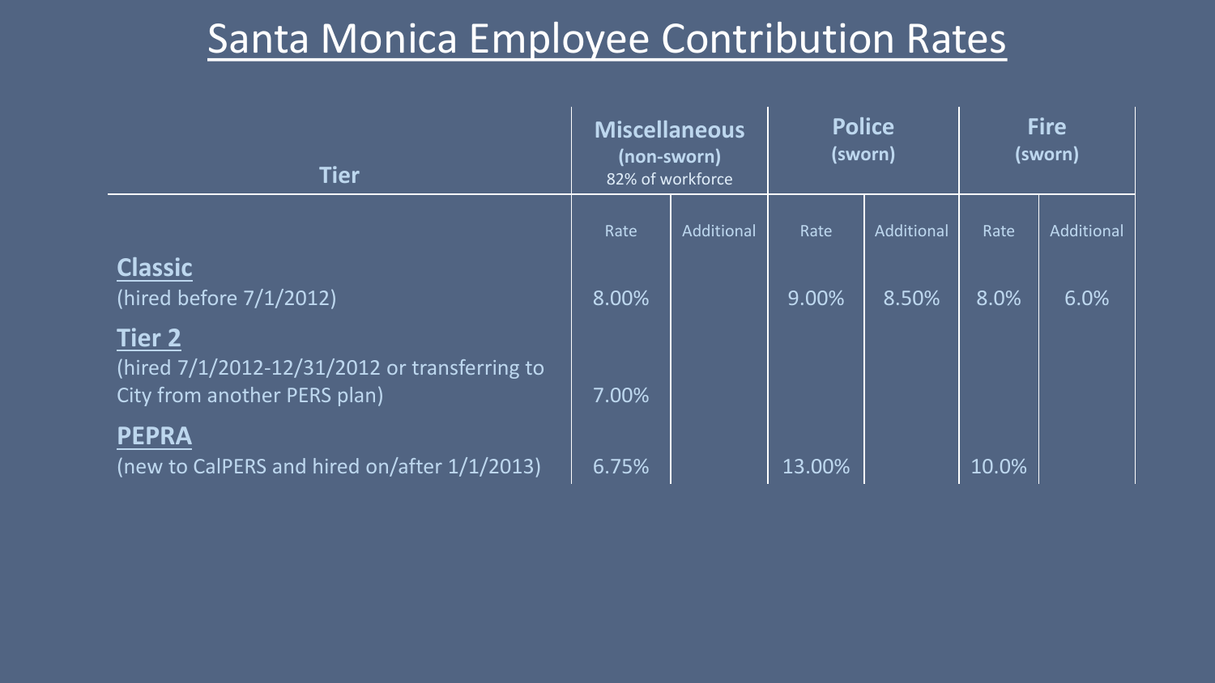# Santa Monica Employee Contribution Rates

| Tier | Miscellaneous (non-sworn) 82% of workforce | | Police (sworn) | | Fire (sworn) | |
|---|---|---|---|---|---|---|
| | Rate | Additional | Rate | Additional | Rate | Additional |
| **Classic** (hired before 7/1/2012) | 8.00% | | 9.00% | 8.50% | 8.0% | 6.0% |
| **Tier 2** (hired 7/1/2012-12/31/2012 or transferring to City from another PERS plan) | 7.00% | | | | | |
| **PEPRA** (new to CalPERS and hired on/after 1/1/2013) | 6.75% | | 13.00% | | 10.0% | |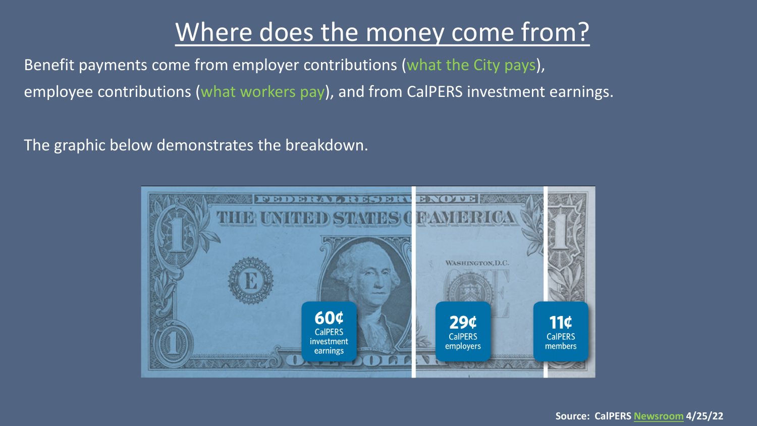# Where does the money come from?

Benefit payments come from employer contributions (what the City pays), employee contributions (what workers pay), and from CalPERS investment earnings.

The graphic below demonstrates the breakdown.

60¢ CalPERS investment earnings

29¢ CalPERS employers

11¢ CalPERS members

**Source: CalPERS Newsroom 4/25/22**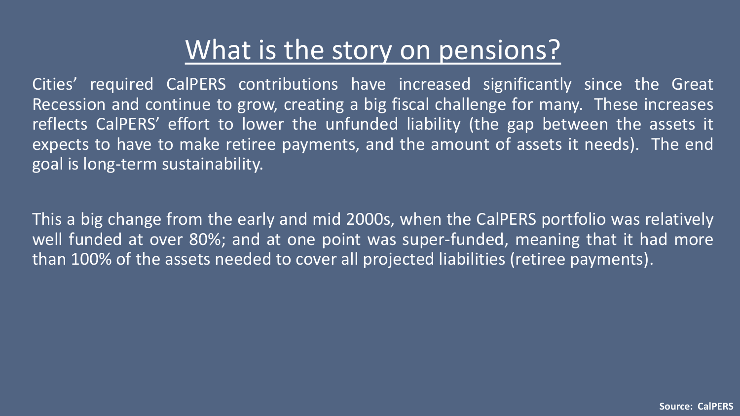# What is the story on pensions?

Cities' required CalPERS contributions have increased significantly since the Great Recession and continue to grow, creating a big fiscal challenge for many. These increases reflects CalPERS' effort to lower the unfunded liability (the gap between the assets it expects to have to make retiree payments, and the amount of assets it needs). The end goal is long-term sustainability.

This a big change from the early and mid 2000s, when the CalPERS portfolio was relatively well funded at over 80%; and at one point was super-funded, meaning that it had more than 100% of the assets needed to cover all projected liabilities (retiree payments).

**Source: CalPERS**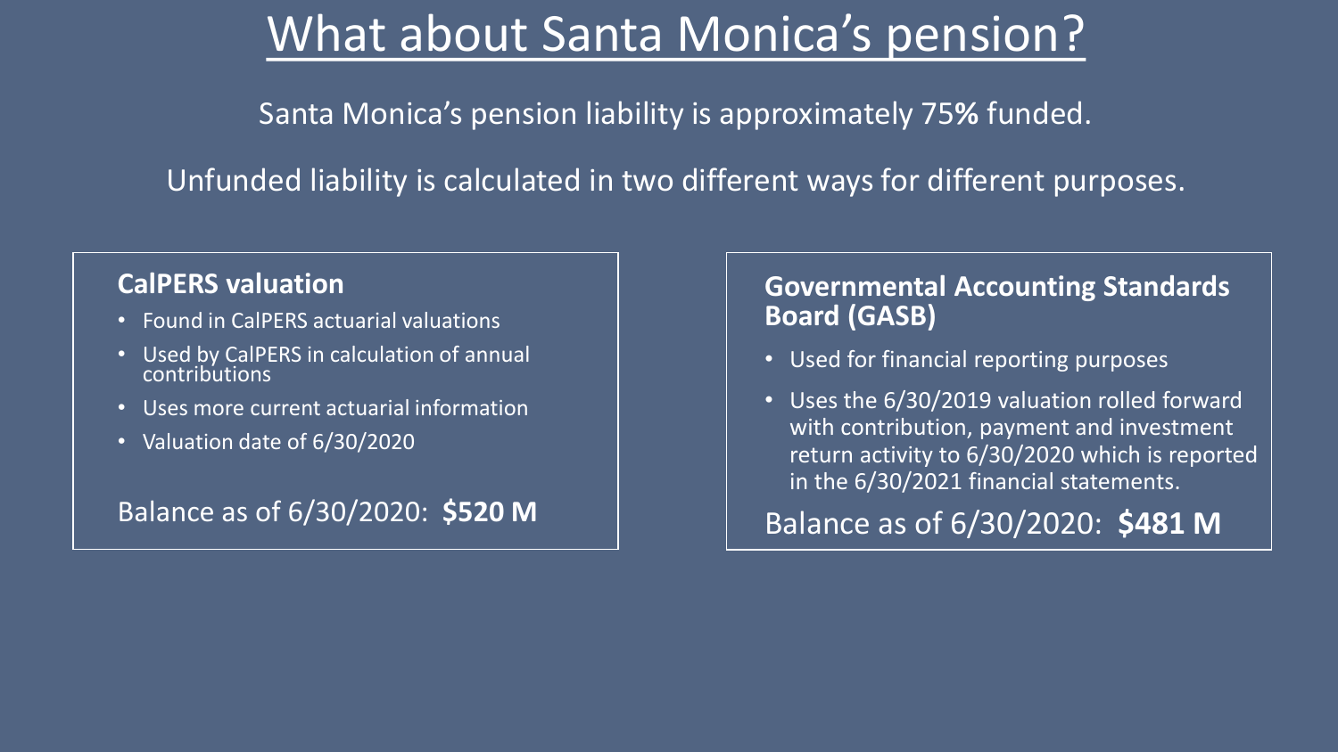# What about Santa Monica's pension?

Santa Monica's pension liability is approximately 75**%** funded.

Unfunded liability is calculated in two different ways for different purposes.

### CalPERS valuation

- Found in CalPERS actuarial valuations
- Used by CalPERS in calculation of annual contributions
- Uses more current actuarial information
- Valuation date of 6/30/2020

Balance as of 6/30/2020: **$520 M**

### Governmental Accounting Standards Board (GASB)

- Used for financial reporting purposes
- Uses the 6/30/2019 valuation rolled forward with contribution, payment and investment return activity to 6/30/2020 which is reported in the 6/30/2021 financial statements.

Balance as of 6/30/2020: **$481 M**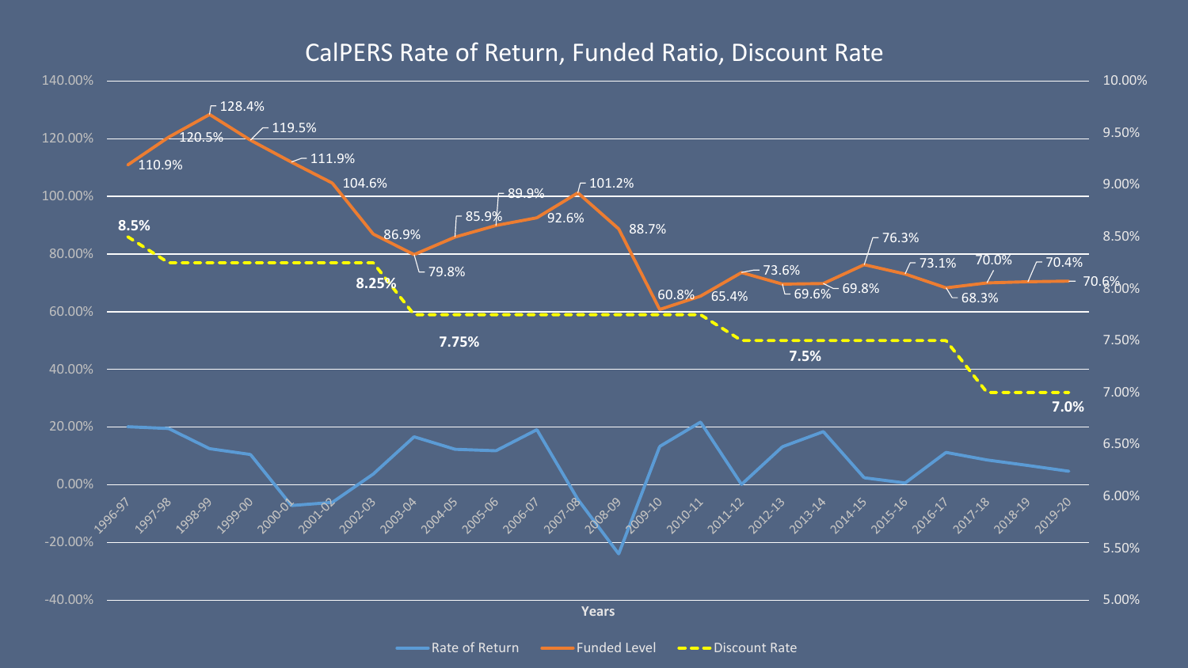# CalPERS Rate of Return, Funded Ratio, Discount Rate

| Years | Funded Level | Discount Rate |
|---|---|---|
| 1996-97 | 110.9% | 8.5% |
| 1997-98 | 120.5% | 8.25% |
| 1998-99 | 128.4% | 8.25% |
| 1999-00 | 119.5% | 8.25% |
| 2000-01 | 111.9% | 8.25% |
| 2001-02 | 104.6% | 8.25% |
| 2002-03 | 86.9% | 8.25% |
| 2003-04 | 79.8% | 7.75% |
| 2004-05 | 85.9% | 7.75% |
| 2005-06 | 89.9% | 7.75% |
| 2006-07 | 92.6% | 7.75% |
| 2007-08 | 101.2% | 7.75% |
| 2008-09 | 88.7% | 7.75% |
| 2009-10 | 60.8% | 7.75% |
| 2010-11 | 65.4% | 7.75% |
| 2011-12 | 73.6% | 7.5% |
| 2012-13 | 69.6% | 7.5% |
| 2013-14 | 69.8% | 7.5% |
| 2014-15 | 76.3% | 7.5% |
| 2015-16 | 73.1% | 7.5% |
| 2016-17 | 68.3% | 7.5% |
| 2017-18 | 70.0% | 7.0% |
| 2018-19 | 70.4% | 7.0% |
| 2019-20 | 70.6% | 7.0% |

Rate of Return — Funded Level — Discount Rate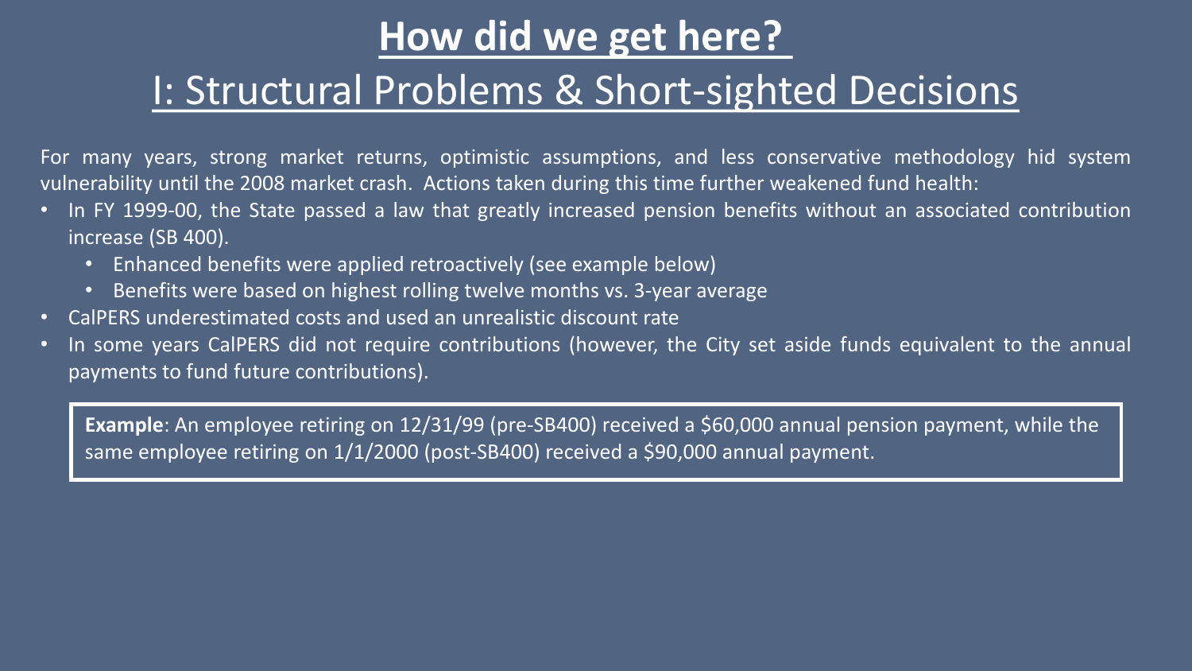# How did we get here?

## I: Structural Problems & Short-sighted Decisions

For many years, strong market returns, optimistic assumptions, and less conservative methodology hid system vulnerability until the 2008 market crash. Actions taken during this time further weakened fund health:

- In FY 1999-00, the State passed a law that greatly increased pension benefits without an associated contribution increase (SB 400).
  - Enhanced benefits were applied retroactively (see example below)
  - Benefits were based on highest rolling twelve months vs. 3-year average
- CalPERS underestimated costs and used an unrealistic discount rate
- In some years CalPERS did not require contributions (however, the City set aside funds equivalent to the annual payments to fund future contributions).

**Example**: An employee retiring on 12/31/99 (pre-SB400) received a $60,000 annual pension payment, while the same employee retiring on 1/1/2000 (post-SB400) received a $90,000 annual payment.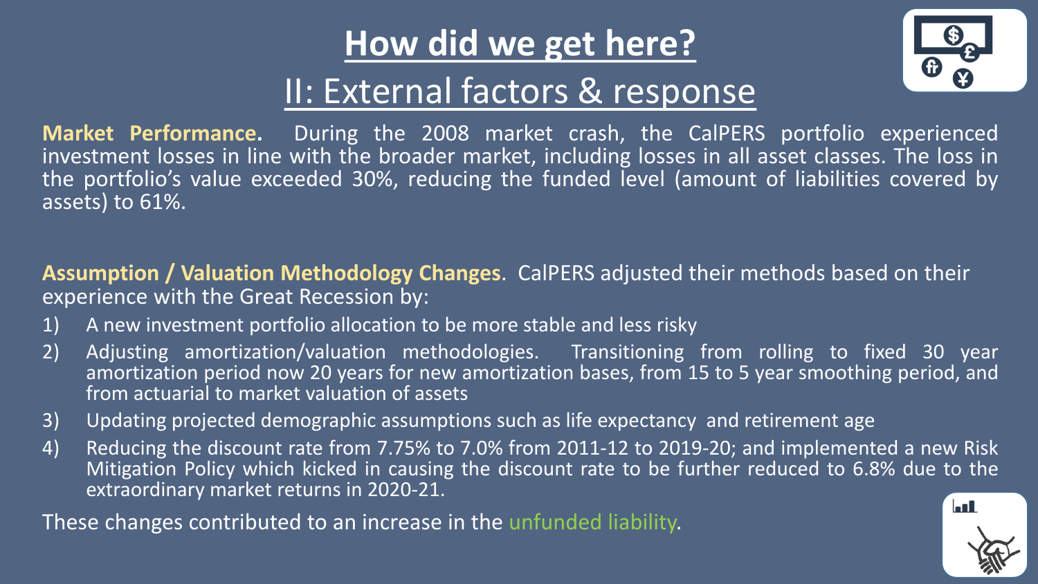# How did we get here?

## II: External factors & response

**Market Performance.** During the 2008 market crash, the CalPERS portfolio experienced investment losses in line with the broader market, including losses in all asset classes. The loss in the portfolio's value exceeded 30%, reducing the funded level (amount of liabilities covered by assets) to 61%.

**Assumption / Valuation Methodology Changes**. CalPERS adjusted their methods based on their experience with the Great Recession by:

1) A new investment portfolio allocation to be more stable and less risky
2) Adjusting amortization/valuation methodologies. Transitioning from rolling to fixed 30 year amortization period now 20 years for new amortization bases, from 15 to 5 year smoothing period, and from actuarial to market valuation of assets
3) Updating projected demographic assumptions such as life expectancy and retirement age
4) Reducing the discount rate from 7.75% to 7.0% from 2011-12 to 2019-20; and implemented a new Risk Mitigation Policy which kicked in causing the discount rate to be further reduced to 6.8% due to the extraordinary market returns in 2020-21.

These changes contributed to an increase in the unfunded liability.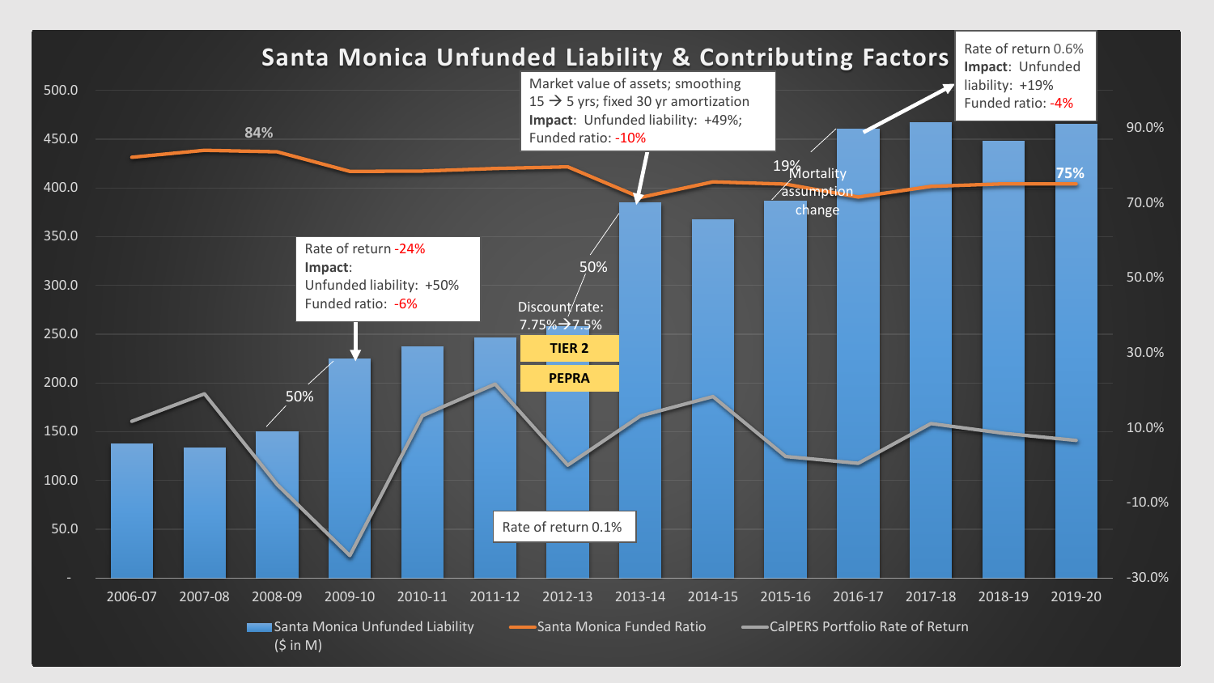# Santa Monica Unfunded Liability & Contributing Factors

Rate of return -24%
**Impact**:
Unfunded liability: +50%
Funded ratio: -6%

Discount rate: 7.75% → 7.5%

**TIER 2**

**PEPRA**

Rate of return 0.1%

Market value of assets; smoothing 15 → 5 yrs; fixed 30 yr amortization
**Impact**: Unfunded liability: +49%; Funded ratio: -10%

Mortality assumption change

Rate of return 0.6%
**Impact**: Unfunded liability: +19%
Funded ratio: -4%

84%

50%

50%

19%

75%

| | 2006-07 | 2007-08 | 2008-09 | 2009-10 | 2010-11 | 2011-12 | 2012-13 | 2013-14 | 2014-15 | 2015-16 | 2016-17 | 2017-18 | 2018-19 | 2019-20 |
|---|---|---|---|---|---|---|---|---|---|---|---|---|---|---|

Santa Monica Unfunded Liability ($ in M) — Santa Monica Funded Ratio — CalPERS Portfolio Rate of Return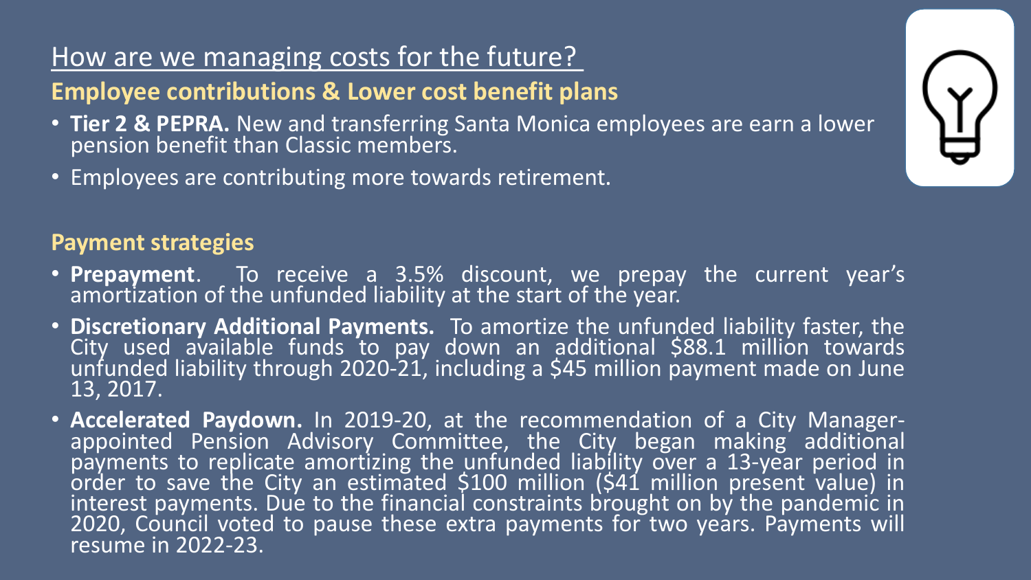## How are we managing costs for the future?

### Employee contributions & Lower cost benefit plans

- **Tier 2 & PEPRA.** New and transferring Santa Monica employees are earn a lower pension benefit than Classic members.
- Employees are contributing more towards retirement.

### Payment strategies

- **Prepayment**. To receive a 3.5% discount, we prepay the current year's amortization of the unfunded liability at the start of the year.
- **Discretionary Additional Payments.** To amortize the unfunded liability faster, the City used available funds to pay down an additional $88.1 million towards unfunded liability through 2020-21, including a $45 million payment made on June 13, 2017.
- **Accelerated Paydown.** In 2019-20, at the recommendation of a City Manager-appointed Pension Advisory Committee, the City began making additional payments to replicate amortizing the unfunded liability over a 13-year period in order to save the City an estimated $100 million ($41 million present value) in interest payments. Due to the financial constraints brought on by the pandemic in 2020, Council voted to pause these extra payments for two years. Payments will resume in 2022-23.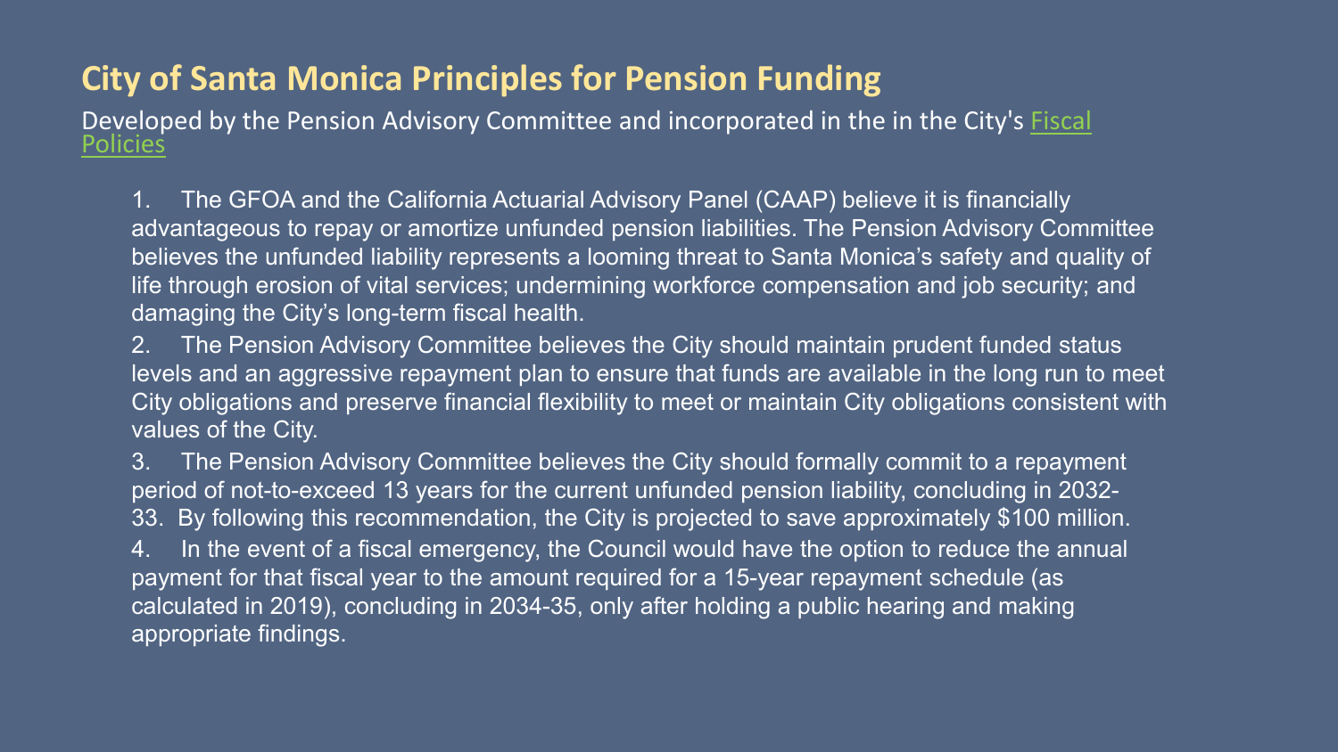# City of Santa Monica Principles for Pension Funding

Developed by the Pension Advisory Committee and incorporated in the in the City's Fiscal Policies

1. The GFOA and the California Actuarial Advisory Panel (CAAP) believe it is financially advantageous to repay or amortize unfunded pension liabilities. The Pension Advisory Committee believes the unfunded liability represents a looming threat to Santa Monica's safety and quality of life through erosion of vital services; undermining workforce compensation and job security; and damaging the City's long-term fiscal health.
2. The Pension Advisory Committee believes the City should maintain prudent funded status levels and an aggressive repayment plan to ensure that funds are available in the long run to meet City obligations and preserve financial flexibility to meet or maintain City obligations consistent with values of the City.
3. The Pension Advisory Committee believes the City should formally commit to a repayment period of not-to-exceed 13 years for the current unfunded pension liability, concluding in 2032-33. By following this recommendation, the City is projected to save approximately $100 million.
4. In the event of a fiscal emergency, the Council would have the option to reduce the annual payment for that fiscal year to the amount required for a 15-year repayment schedule (as calculated in 2019), concluding in 2034-35, only after holding a public hearing and making appropriate findings.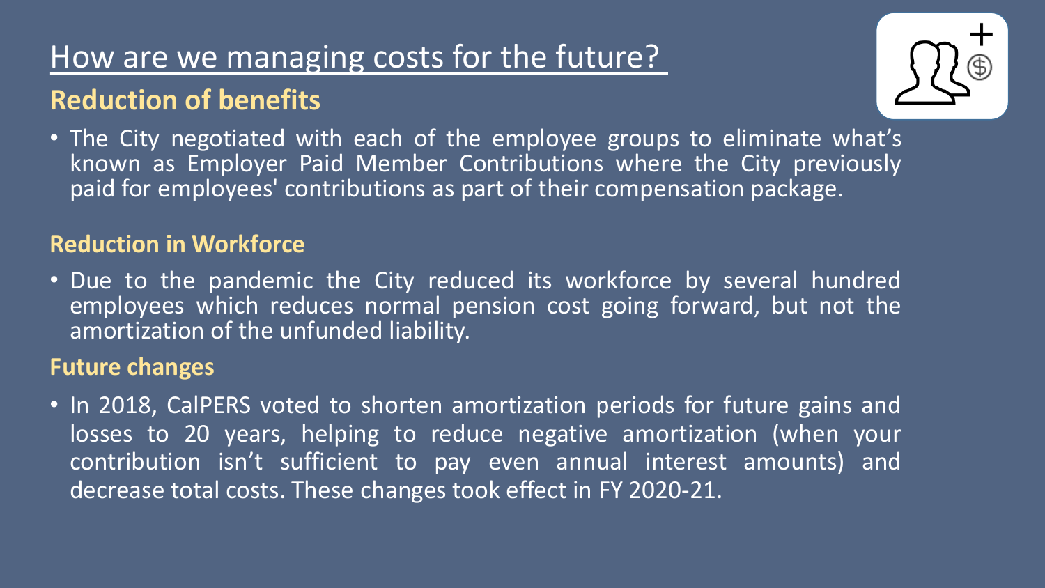# How are we managing costs for the future?

## Reduction of benefits

- The City negotiated with each of the employee groups to eliminate what's known as Employer Paid Member Contributions where the City previously paid for employees' contributions as part of their compensation package.

## Reduction in Workforce

- Due to the pandemic the City reduced its workforce by several hundred employees which reduces normal pension cost going forward, but not the amortization of the unfunded liability.

## Future changes

- In 2018, CalPERS voted to shorten amortization periods for future gains and losses to 20 years, helping to reduce negative amortization (when your contribution isn't sufficient to pay even annual interest amounts) and decrease total costs. These changes took effect in FY 2020-21.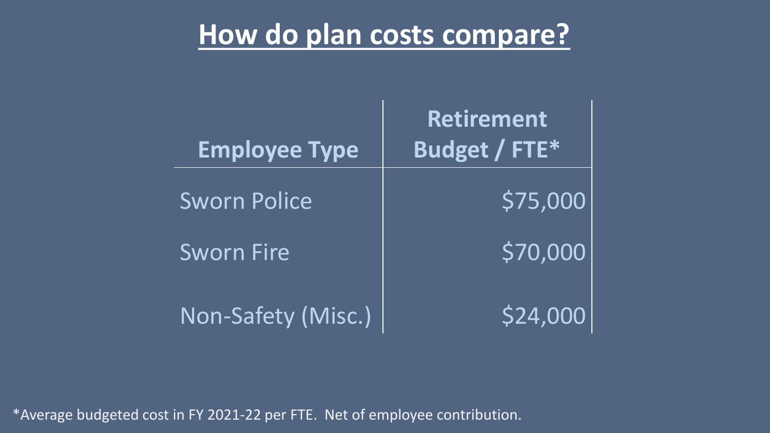# How do plan costs compare?

| Employee Type | Retirement Budget / FTE* |
|---|---|
| Sworn Police | $75,000 |
| Sworn Fire | $70,000 |
| Non-Safety (Misc.) | $24,000 |

*Average budgeted cost in FY 2021-22 per FTE. Net of employee contribution.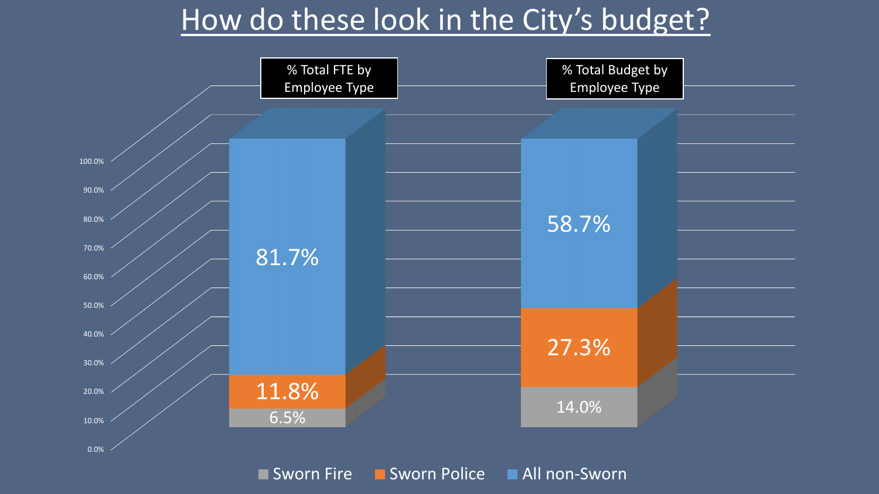# How do these look in the City's budget?

| Employee Type | % Total FTE by Employee Type | % Total Budget by Employee Type |
|---|---|---|
| Sworn Fire | 6.5% | 14.0% |
| Sworn Police | 11.8% | 27.3% |
| All non-Sworn | 81.7% | 58.7% |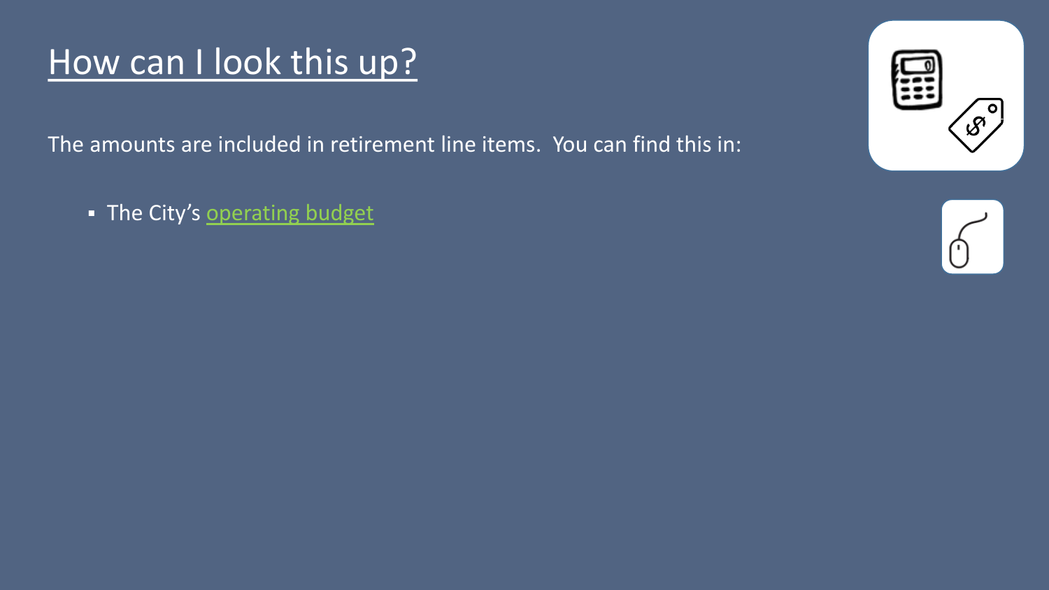# How can I look this up?

The amounts are included in retirement line items. You can find this in:

- The City's operating budget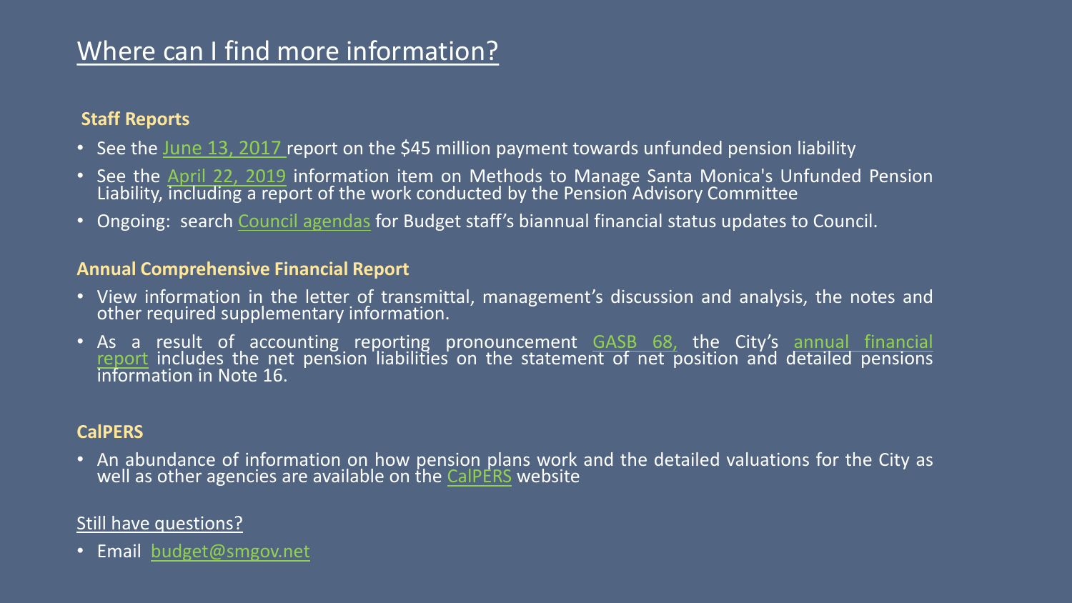# Where can I find more information?

### Staff Reports

- See the June 13, 2017 report on the $45 million payment towards unfunded pension liability
- See the April 22, 2019 information item on Methods to Manage Santa Monica's Unfunded Pension Liability, including a report of the work conducted by the Pension Advisory Committee
- Ongoing: search Council agendas for Budget staff's biannual financial status updates to Council.

### Annual Comprehensive Financial Report

- View information in the letter of transmittal, management's discussion and analysis, the notes and other required supplementary information.
- As a result of accounting reporting pronouncement GASB 68, the City's annual financial report includes the net pension liabilities on the statement of net position and detailed pensions information in Note 16.

### CalPERS

- An abundance of information on how pension plans work and the detailed valuations for the City as well as other agencies are available on the CalPERS website

Still have questions?

- Email budget@smgov.net